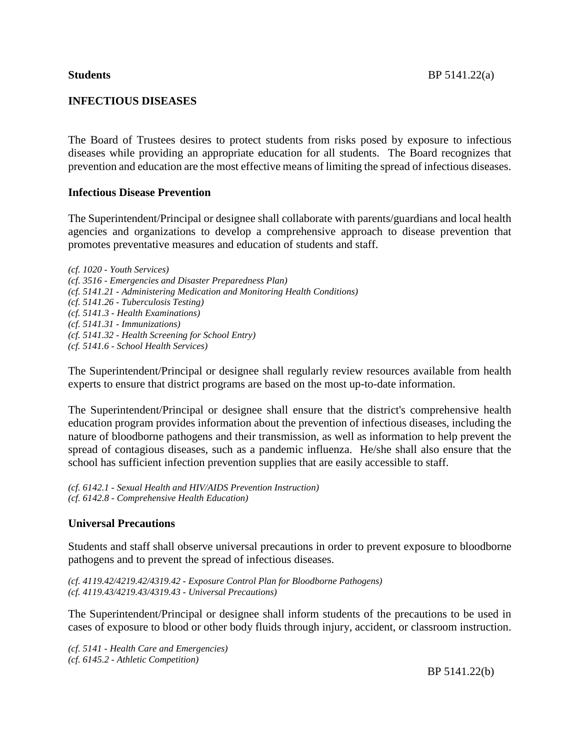**Students**

# INFECTIOUS DISEASES

The Board of Trustees desires to protect students from risks posed by exposure to infectious diseases while providing an appropriate education for all students. The Board recognizes that prevention and education are the most effective means of limiting the spread of infectious diseases.

## Infectious Disease Prevention

The Superintendent/Principal or designee shall collaborate with parents/guardians and local health agencies and organizations to develop a comprehensive approach to disease prevention that promotes preventative measures and education of students and staff.

*(cf. 1020 - Youth Services)*
*(cf. 3516 - Emergencies and Disaster Preparedness Plan)*
*(cf. 5141.21 - Administering Medication and Monitoring Health Conditions)*
*(cf. 5141.26 - Tuberculosis Testing)*
*(cf. 5141.3 - Health Examinations)*
*(cf. 5141.31 - Immunizations)*
*(cf. 5141.32 - Health Screening for School Entry)*
*(cf. 5141.6 - School Health Services)*

The Superintendent/Principal or designee shall regularly review resources available from health experts to ensure that district programs are based on the most up-to-date information.

The Superintendent/Principal or designee shall ensure that the district's comprehensive health education program provides information about the prevention of infectious diseases, including the nature of bloodborne pathogens and their transmission, as well as information to help prevent the spread of contagious diseases, such as a pandemic influenza. He/she shall also ensure that the school has sufficient infection prevention supplies that are easily accessible to staff.

*(cf. 6142.1 - Sexual Health and HIV/AIDS Prevention Instruction)*
*(cf. 6142.8 - Comprehensive Health Education)*

## Universal Precautions

Students and staff shall observe universal precautions in order to prevent exposure to bloodborne pathogens and to prevent the spread of infectious diseases.

*(cf. 4119.42/4219.42/4319.42 - Exposure Control Plan for Bloodborne Pathogens)*
*(cf. 4119.43/4219.43/4319.43 - Universal Precautions)*

The Superintendent/Principal or designee shall inform students of the precautions to be used in cases of exposure to blood or other body fluids through injury, accident, or classroom instruction.

*(cf. 5141 - Health Care and Emergencies)*
*(cf. 6145.2 - Athletic Competition)*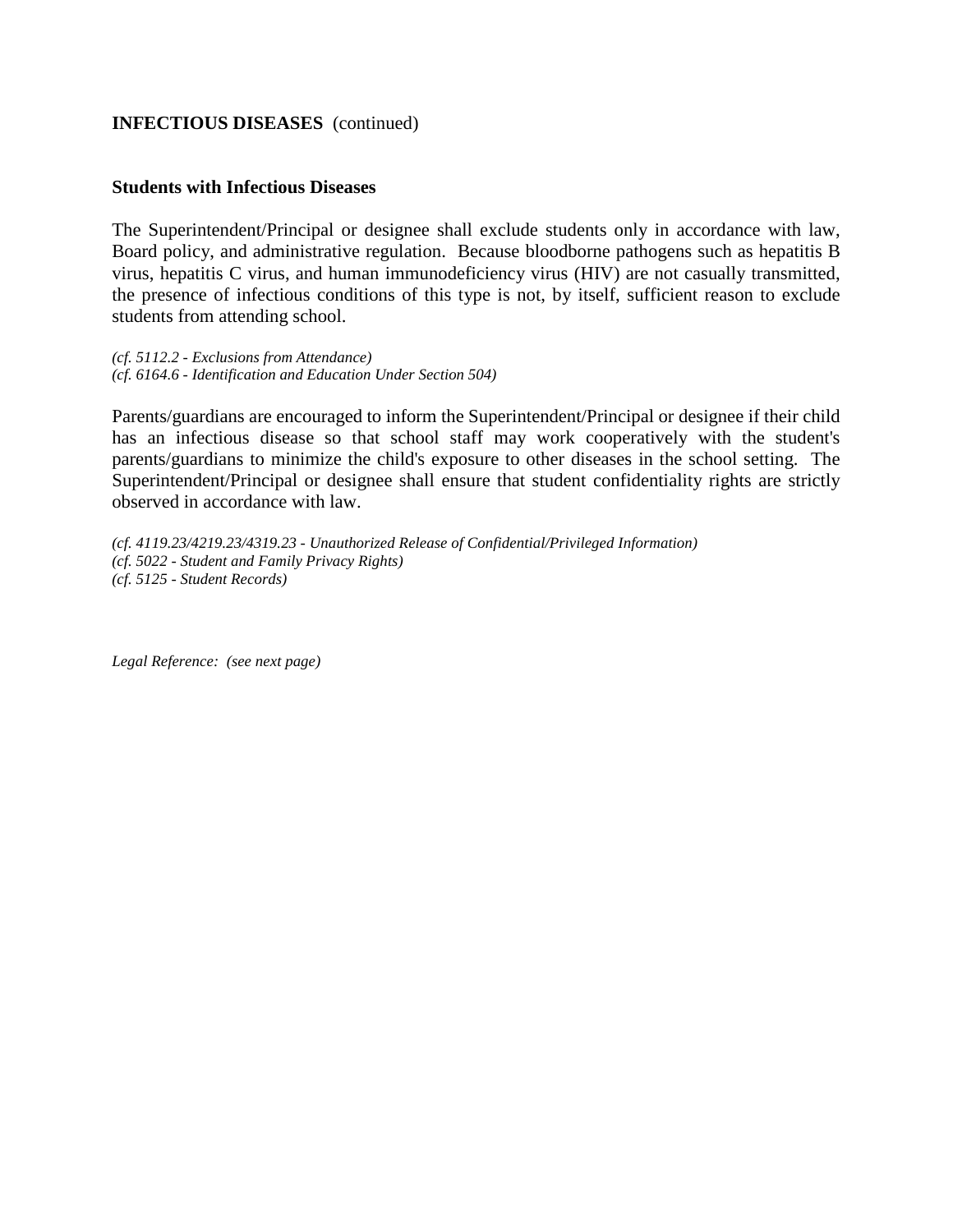**INFECTIOUS DISEASES** (continued)

**Students with Infectious Diseases**

The Superintendent/Principal or designee shall exclude students only in accordance with law, Board policy, and administrative regulation. Because bloodborne pathogens such as hepatitis B virus, hepatitis C virus, and human immunodeficiency virus (HIV) are not casually transmitted, the presence of infectious conditions of this type is not, by itself, sufficient reason to exclude students from attending school.

*(cf. 5112.2 - Exclusions from Attendance)*
*(cf. 6164.6 - Identification and Education Under Section 504)*

Parents/guardians are encouraged to inform the Superintendent/Principal or designee if their child has an infectious disease so that school staff may work cooperatively with the student's parents/guardians to minimize the child's exposure to other diseases in the school setting. The Superintendent/Principal or designee shall ensure that student confidentiality rights are strictly observed in accordance with law.

*(cf. 4119.23/4219.23/4319.23 - Unauthorized Release of Confidential/Privileged Information)*
*(cf. 5022 - Student and Family Privacy Rights)*
*(cf. 5125 - Student Records)*

*Legal Reference: (see next page)*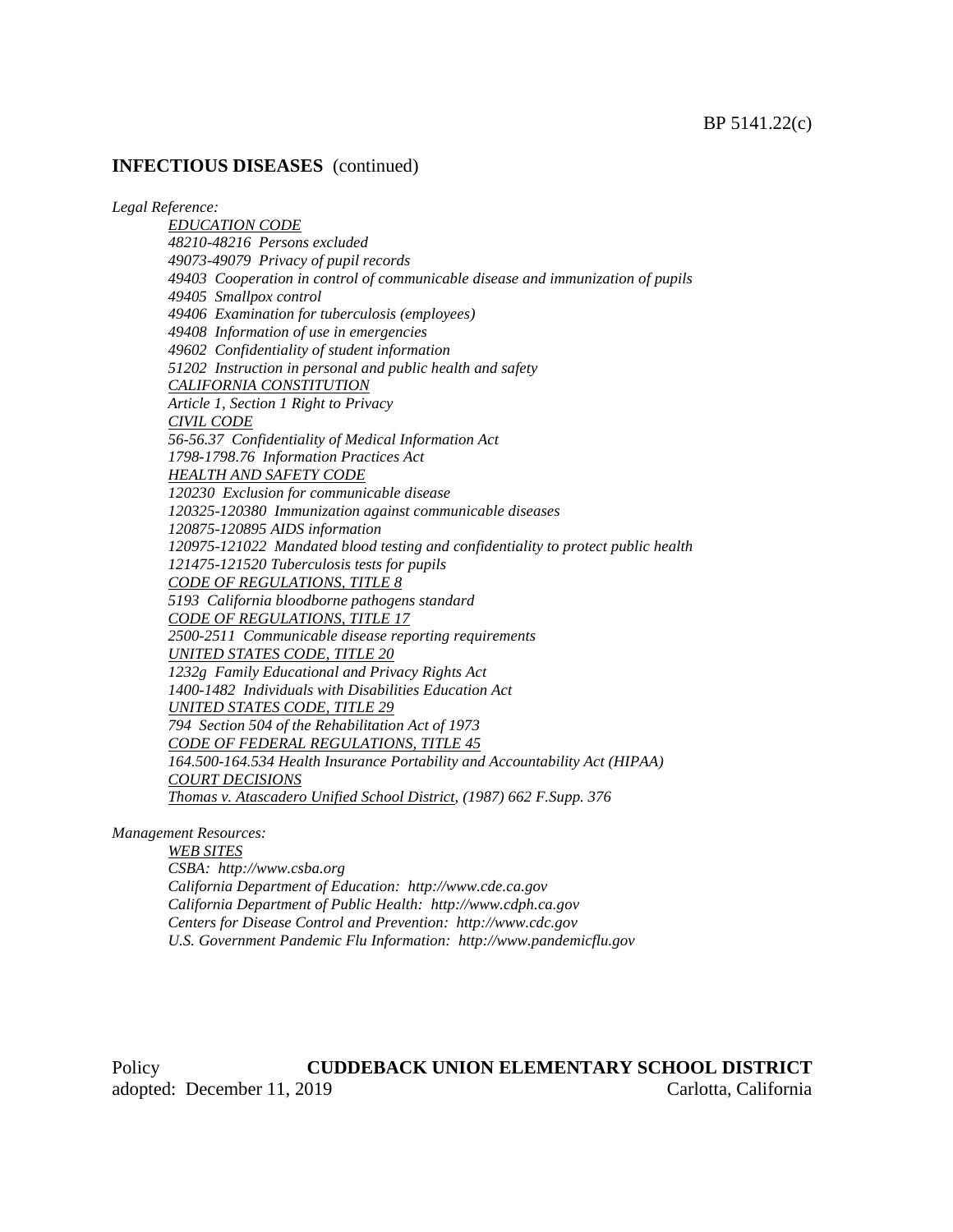**INFECTIOUS DISEASES** (continued)

*Legal Reference:*

*EDUCATION CODE*
*48210-48216 Persons excluded*
*49073-49079 Privacy of pupil records*
*49403 Cooperation in control of communicable disease and immunization of pupils*
*49405 Smallpox control*
*49406 Examination for tuberculosis (employees)*
*49408 Information of use in emergencies*
*49602 Confidentiality of student information*
*51202 Instruction in personal and public health and safety*
*CALIFORNIA CONSTITUTION*
*Article 1, Section 1 Right to Privacy*
*CIVIL CODE*
*56-56.37 Confidentiality of Medical Information Act*
*1798-1798.76 Information Practices Act*
*HEALTH AND SAFETY CODE*
*120230 Exclusion for communicable disease*
*120325-120380 Immunization against communicable diseases*
*120875-120895 AIDS information*
*120975-121022 Mandated blood testing and confidentiality to protect public health*
*121475-121520 Tuberculosis tests for pupils*
*CODE OF REGULATIONS, TITLE 8*
*5193 California bloodborne pathogens standard*
*CODE OF REGULATIONS, TITLE 17*
*2500-2511 Communicable disease reporting requirements*
*UNITED STATES CODE, TITLE 20*
*1232g Family Educational and Privacy Rights Act*
*1400-1482 Individuals with Disabilities Education Act*
*UNITED STATES CODE, TITLE 29*
*794 Section 504 of the Rehabilitation Act of 1973*
*CODE OF FEDERAL REGULATIONS, TITLE 45*
*164.500-164.534 Health Insurance Portability and Accountability Act (HIPAA)*
*COURT DECISIONS*
*Thomas v. Atascadero Unified School District, (1987) 662 F.Supp. 376*

*Management Resources:*

*WEB SITES*
*CSBA: http://www.csba.org*
*California Department of Education: http://www.cde.ca.gov*
*California Department of Public Health: http://www.cdph.ca.gov*
*Centers for Disease Control and Prevention: http://www.cdc.gov*
*U.S. Government Pandemic Flu Information: http://www.pandemicflu.gov*

Policy adopted: December 11, 2019

**CUDDEBACK UNION ELEMENTARY SCHOOL DISTRICT**
Carlotta, California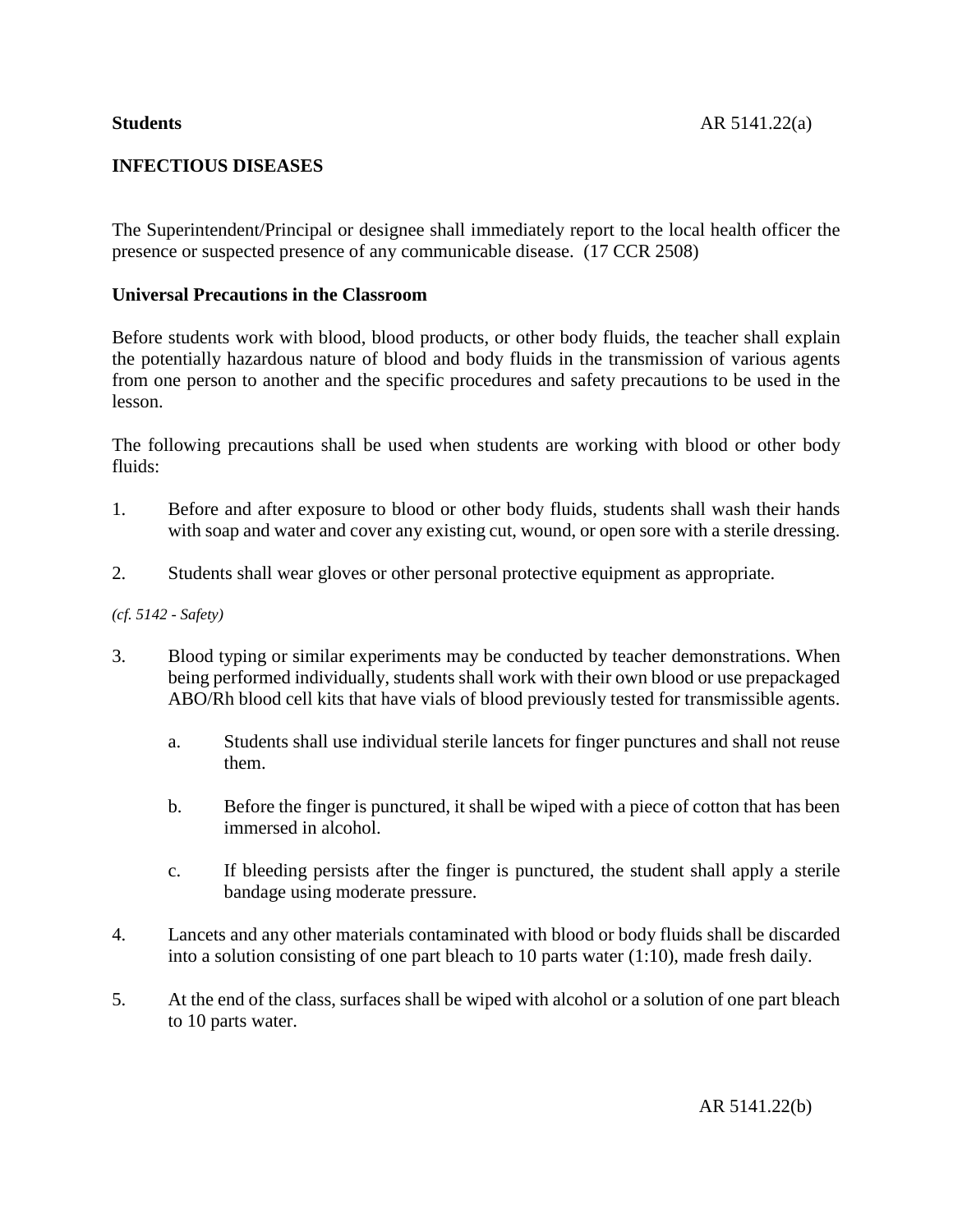**Students**

## INFECTIOUS DISEASES

The Superintendent/Principal or designee shall immediately report to the local health officer the presence or suspected presence of any communicable disease. (17 CCR 2508)

### Universal Precautions in the Classroom

Before students work with blood, blood products, or other body fluids, the teacher shall explain the potentially hazardous nature of blood and body fluids in the transmission of various agents from one person to another and the specific procedures and safety precautions to be used in the lesson.

The following precautions shall be used when students are working with blood or other body fluids:

1. Before and after exposure to blood or other body fluids, students shall wash their hands with soap and water and cover any existing cut, wound, or open sore with a sterile dressing.

2. Students shall wear gloves or other personal protective equipment as appropriate.

*(cf. 5142 - Safety)*

3. Blood typing or similar experiments may be conducted by teacher demonstrations. When being performed individually, students shall work with their own blood or use prepackaged ABO/Rh blood cell kits that have vials of blood previously tested for transmissible agents.

   a. Students shall use individual sterile lancets for finger punctures and shall not reuse them.

   b. Before the finger is punctured, it shall be wiped with a piece of cotton that has been immersed in alcohol.

   c. If bleeding persists after the finger is punctured, the student shall apply a sterile bandage using moderate pressure.

4. Lancets and any other materials contaminated with blood or body fluids shall be discarded into a solution consisting of one part bleach to 10 parts water (1:10), made fresh daily.

5. At the end of the class, surfaces shall be wiped with alcohol or a solution of one part bleach to 10 parts water.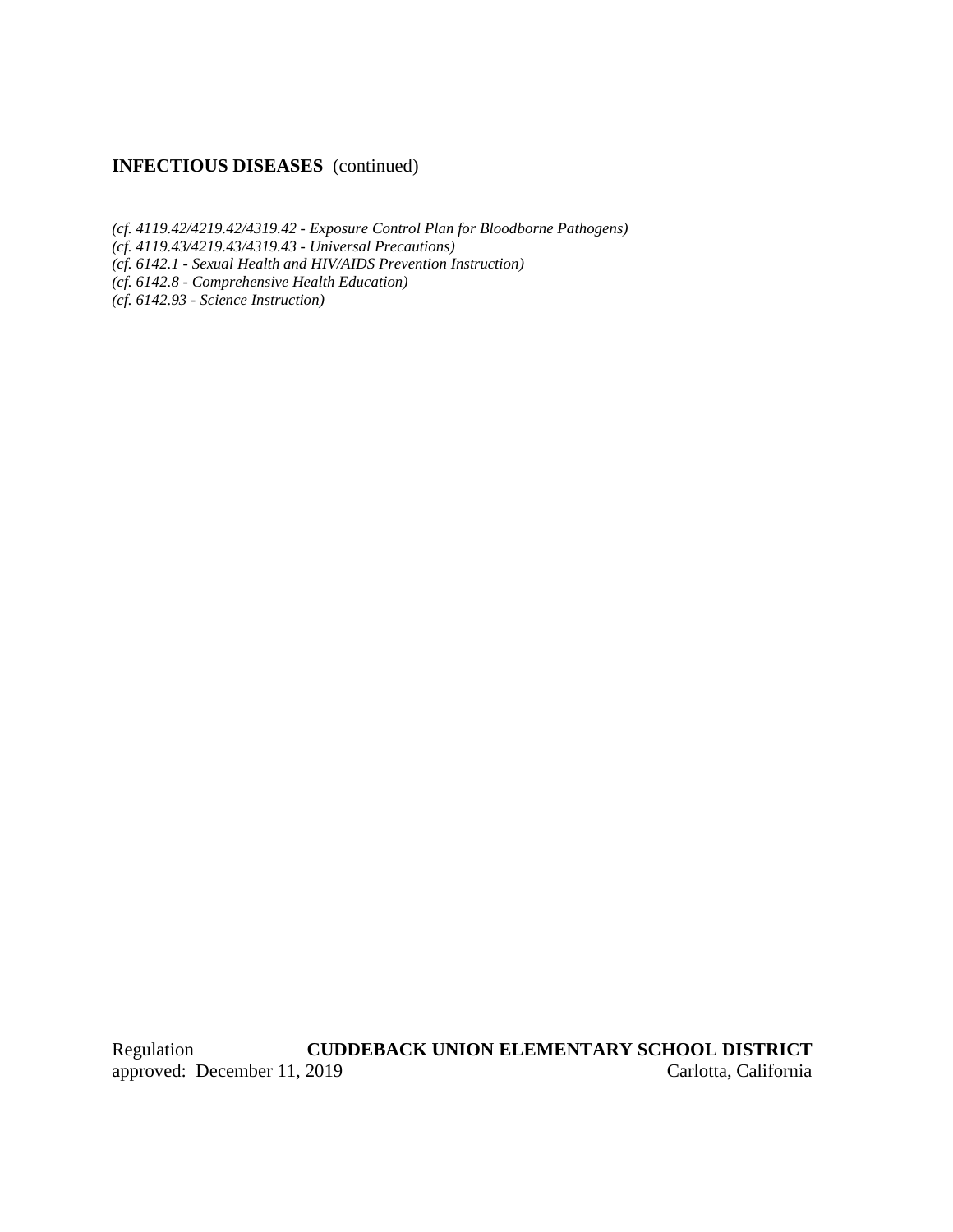**INFECTIOUS DISEASES** (continued)

*(cf. 4119.42/4219.42/4319.42 - Exposure Control Plan for Bloodborne Pathogens)*
*(cf. 4119.43/4219.43/4319.43 - Universal Precautions)*
*(cf. 6142.1 - Sexual Health and HIV/AIDS Prevention Instruction)*
*(cf. 6142.8 - Comprehensive Health Education)*
*(cf. 6142.93 - Science Instruction)*

Regulation **CUDDEBACK UNION ELEMENTARY SCHOOL DISTRICT**
approved: December 11, 2019 Carlotta, California